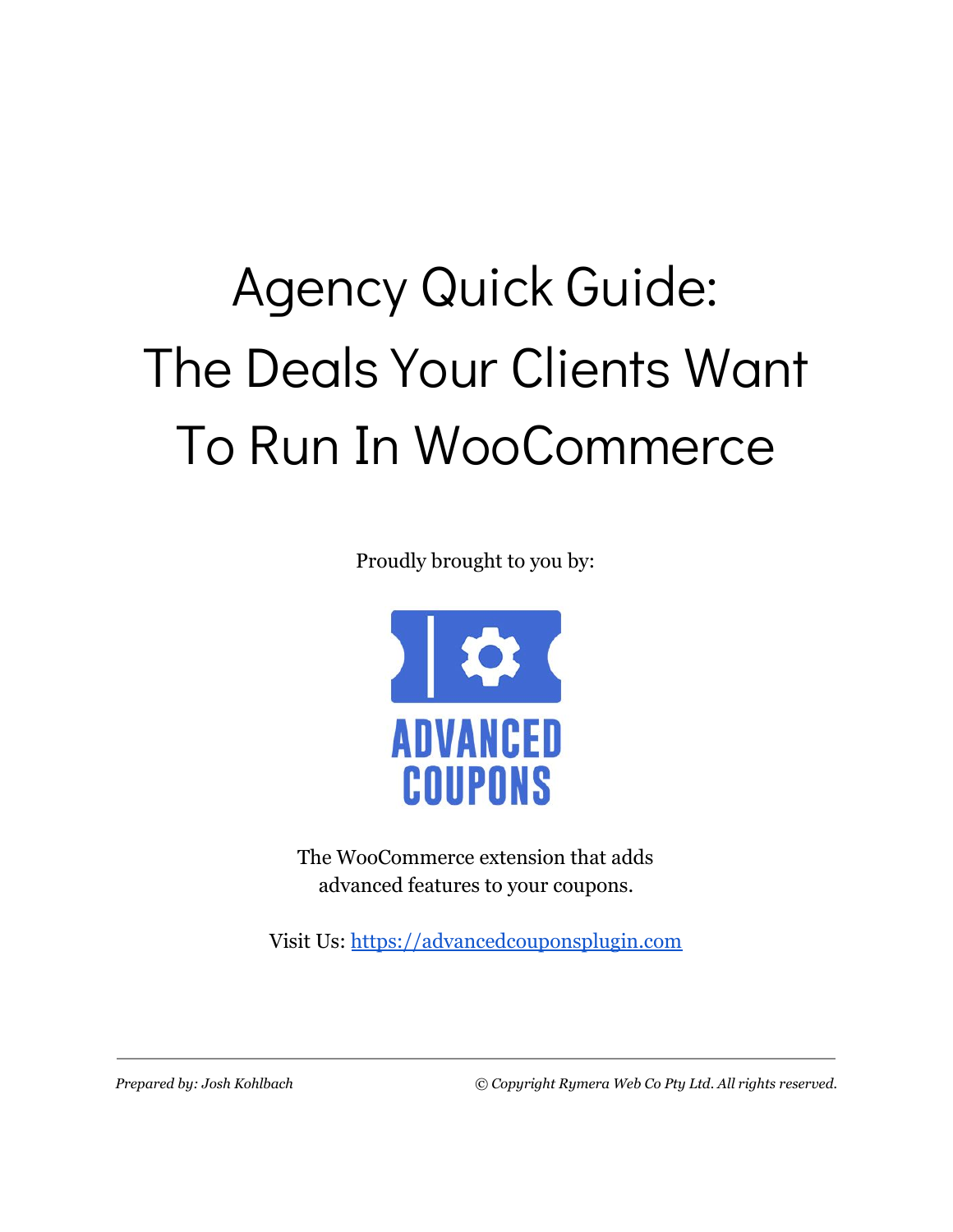# Agency Quick Guide: The Deals Your Clients Want To Run In WooCommerce

Proudly brought to you by:

ADVANCED COUPONS

The WooCommerce extension that adds advanced features to your coupons.

Visit Us: [https://advancedcouponsplugin.com](https://advancedcouponsplugin.com)

*Prepared by: Josh Kohlbach*

*© Copyright Rymera Web Co Pty Ltd. All rights reserved.*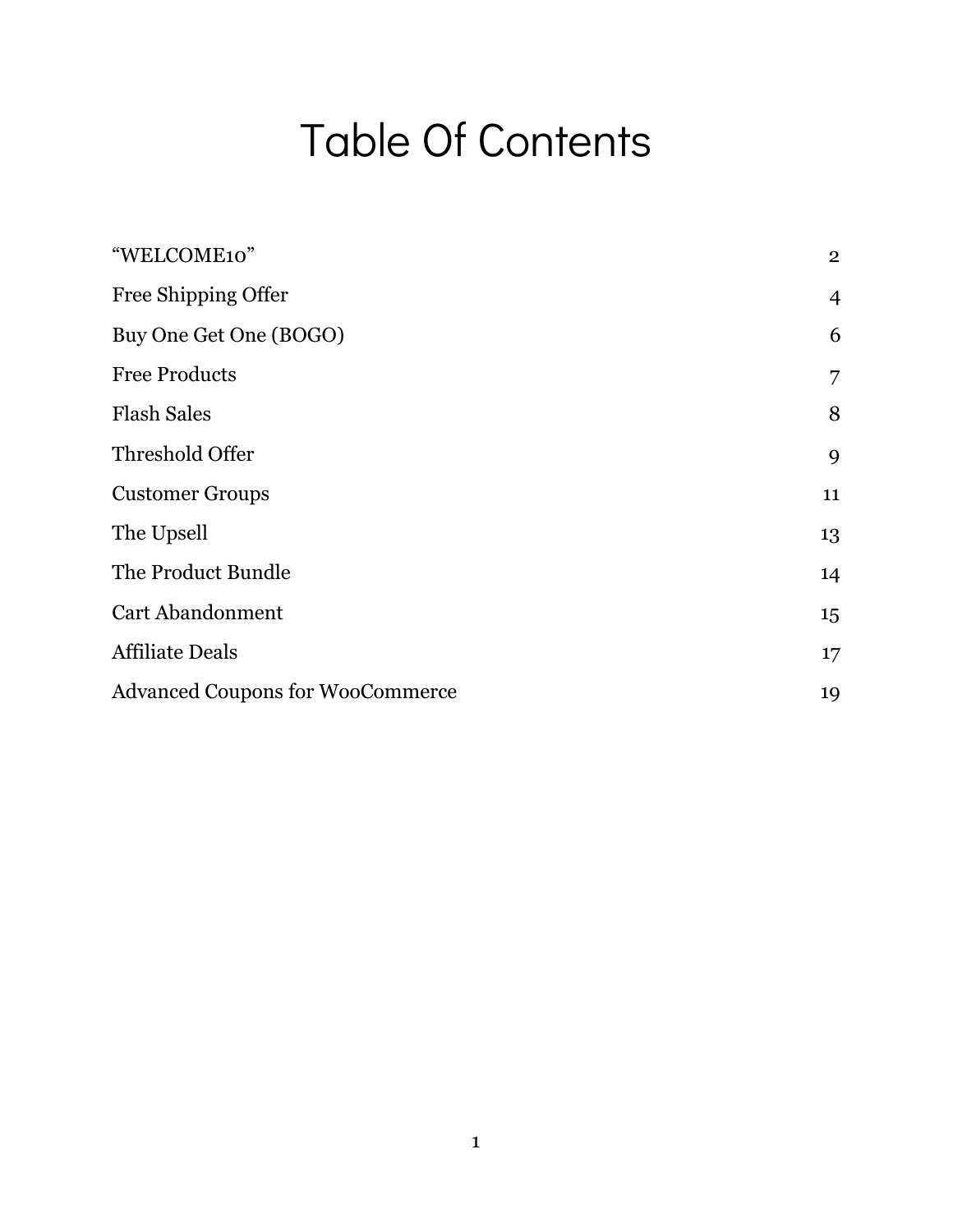# Table Of Contents

| | |
|---|---|
| "WELCOME10" | 2 |
| Free Shipping Offer | 4 |
| Buy One Get One (BOGO) | 6 |
| Free Products | 7 |
| Flash Sales | 8 |
| Threshold Offer | 9 |
| Customer Groups | 11 |
| The Upsell | 13 |
| The Product Bundle | 14 |
| Cart Abandonment | 15 |
| Affiliate Deals | 17 |
| Advanced Coupons for WooCommerce | 19 |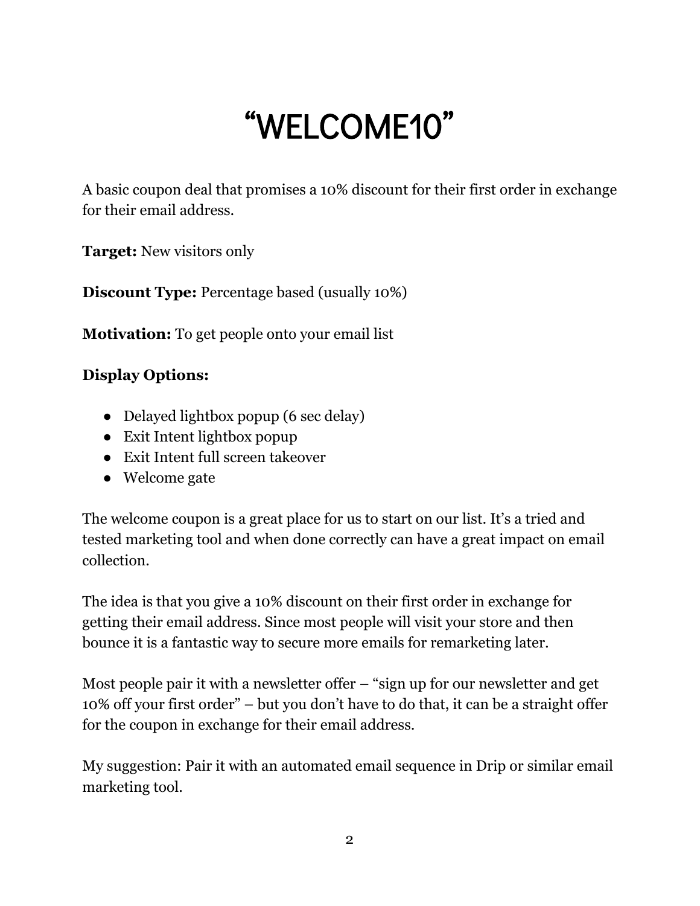# "WELCOME10"

A basic coupon deal that promises a 10% discount for their first order in exchange for their email address.

**Target:** New visitors only

**Discount Type:** Percentage based (usually 10%)

**Motivation:** To get people onto your email list

**Display Options:**

- Delayed lightbox popup (6 sec delay)
- Exit Intent lightbox popup
- Exit Intent full screen takeover
- Welcome gate

The welcome coupon is a great place for us to start on our list. It's a tried and tested marketing tool and when done correctly can have a great impact on email collection.

The idea is that you give a 10% discount on their first order in exchange for getting their email address. Since most people will visit your store and then bounce it is a fantastic way to secure more emails for remarketing later.

Most people pair it with a newsletter offer – "sign up for our newsletter and get 10% off your first order" – but you don't have to do that, it can be a straight offer for the coupon in exchange for their email address.

My suggestion: Pair it with an automated email sequence in Drip or similar email marketing tool.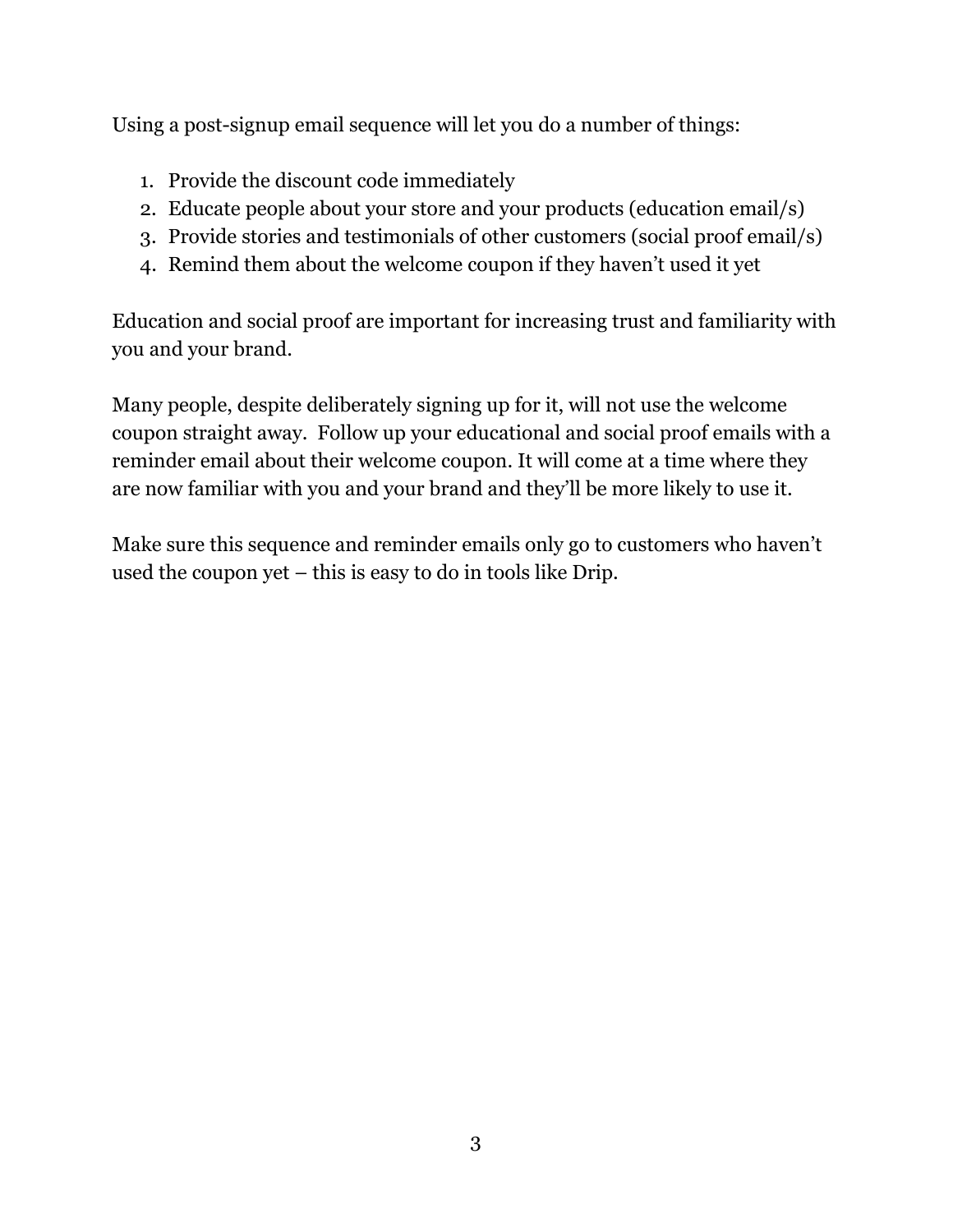Using a post-signup email sequence will let you do a number of things:

1. Provide the discount code immediately
2. Educate people about your store and your products (education email/s)
3. Provide stories and testimonials of other customers (social proof email/s)
4. Remind them about the welcome coupon if they haven't used it yet

Education and social proof are important for increasing trust and familiarity with you and your brand.

Many people, despite deliberately signing up for it, will not use the welcome coupon straight away. Follow up your educational and social proof emails with a reminder email about their welcome coupon. It will come at a time where they are now familiar with you and your brand and they'll be more likely to use it.

Make sure this sequence and reminder emails only go to customers who haven't used the coupon yet – this is easy to do in tools like Drip.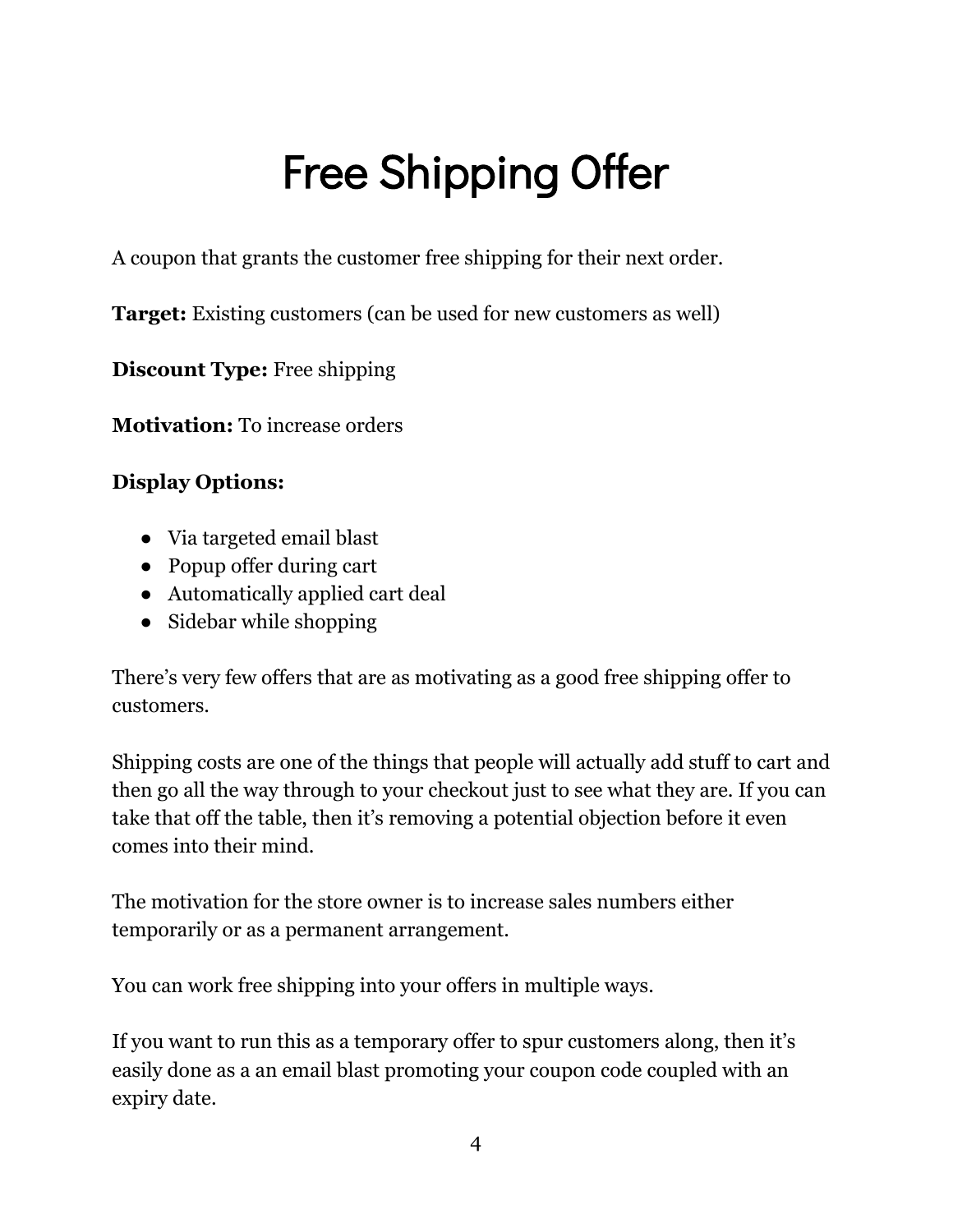# Free Shipping Offer

A coupon that grants the customer free shipping for their next order.

**Target:** Existing customers (can be used for new customers as well)

**Discount Type:** Free shipping

**Motivation:** To increase orders

**Display Options:**

- Via targeted email blast
- Popup offer during cart
- Automatically applied cart deal
- Sidebar while shopping

There's very few offers that are as motivating as a good free shipping offer to customers.

Shipping costs are one of the things that people will actually add stuff to cart and then go all the way through to your checkout just to see what they are. If you can take that off the table, then it's removing a potential objection before it even comes into their mind.

The motivation for the store owner is to increase sales numbers either temporarily or as a permanent arrangement.

You can work free shipping into your offers in multiple ways.

If you want to run this as a temporary offer to spur customers along, then it's easily done as a an email blast promoting your coupon code coupled with an expiry date.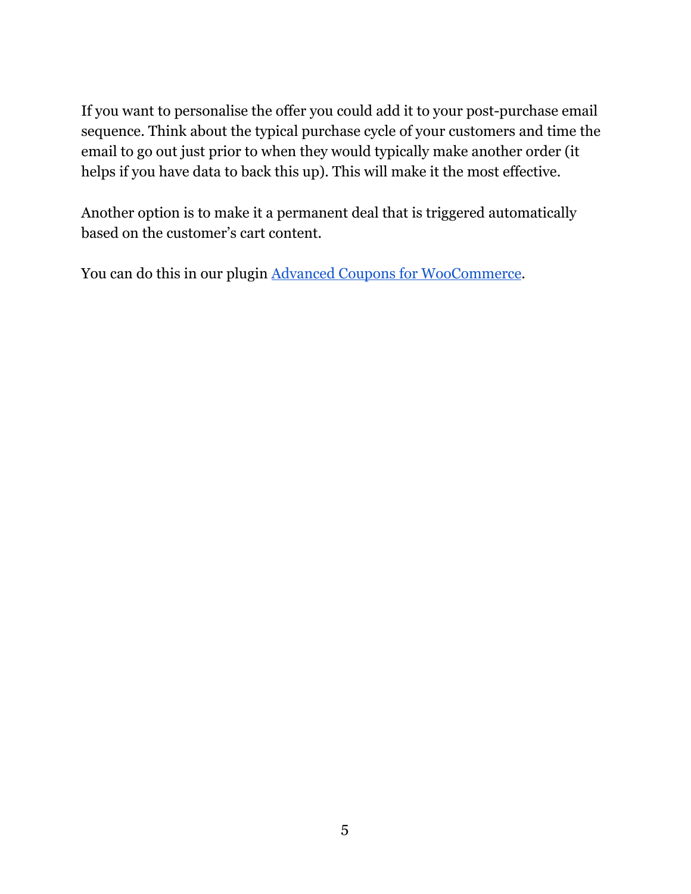If you want to personalise the offer you could add it to your post-purchase email sequence. Think about the typical purchase cycle of your customers and time the email to go out just prior to when they would typically make another order (it helps if you have data to back this up). This will make it the most effective.

Another option is to make it a permanent deal that is triggered automatically based on the customer's cart content.

You can do this in our plugin Advanced Coupons for WooCommerce.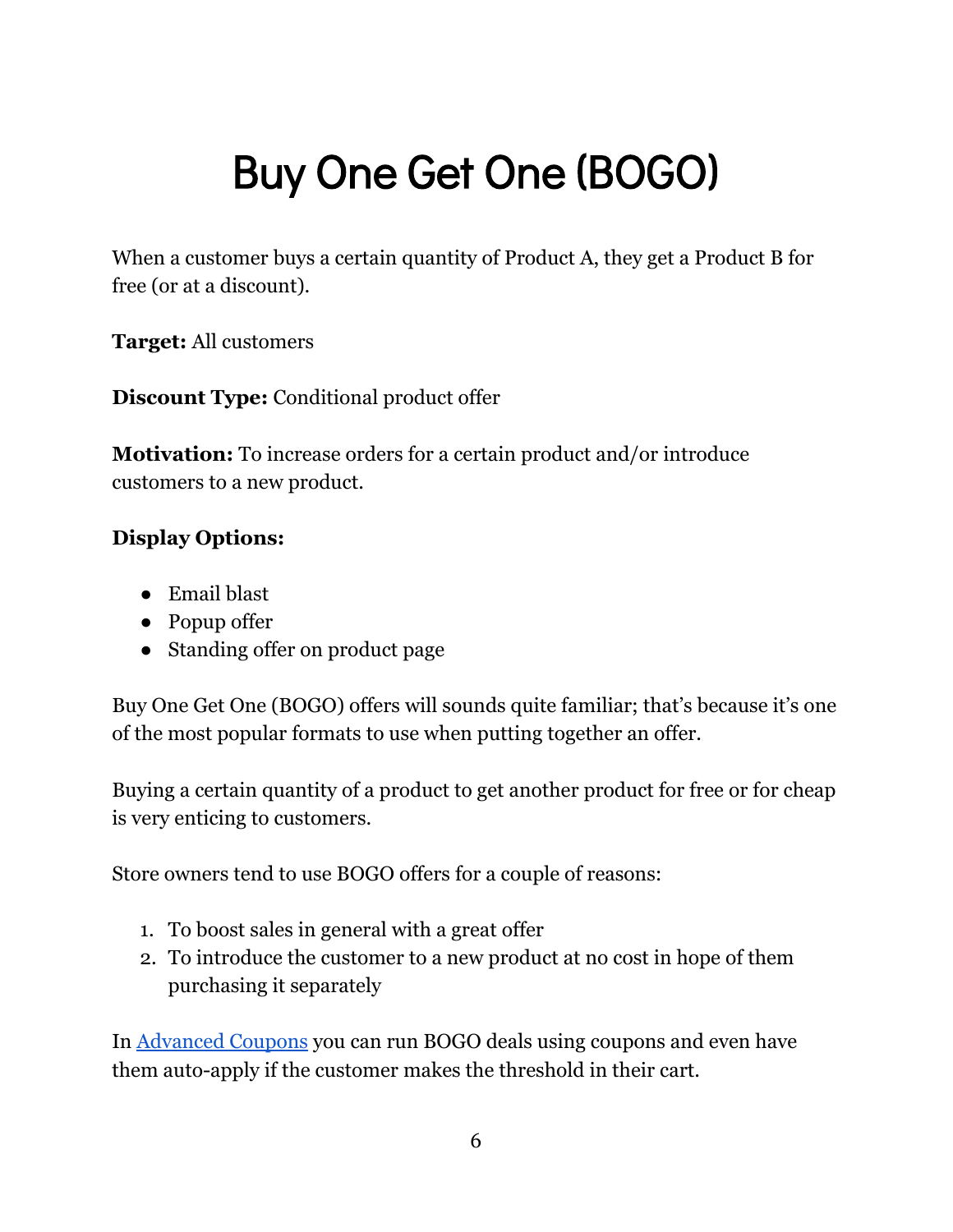# Buy One Get One (BOGO)

When a customer buys a certain quantity of Product A, they get a Product B for free (or at a discount).

**Target:** All customers

**Discount Type:** Conditional product offer

**Motivation:** To increase orders for a certain product and/or introduce customers to a new product.

**Display Options:**

- Email blast
- Popup offer
- Standing offer on product page

Buy One Get One (BOGO) offers will sounds quite familiar; that's because it's one of the most popular formats to use when putting together an offer.

Buying a certain quantity of a product to get another product for free or for cheap is very enticing to customers.

Store owners tend to use BOGO offers for a couple of reasons:

1. To boost sales in general with a great offer
2. To introduce the customer to a new product at no cost in hope of them purchasing it separately

In Advanced Coupons you can run BOGO deals using coupons and even have them auto-apply if the customer makes the threshold in their cart.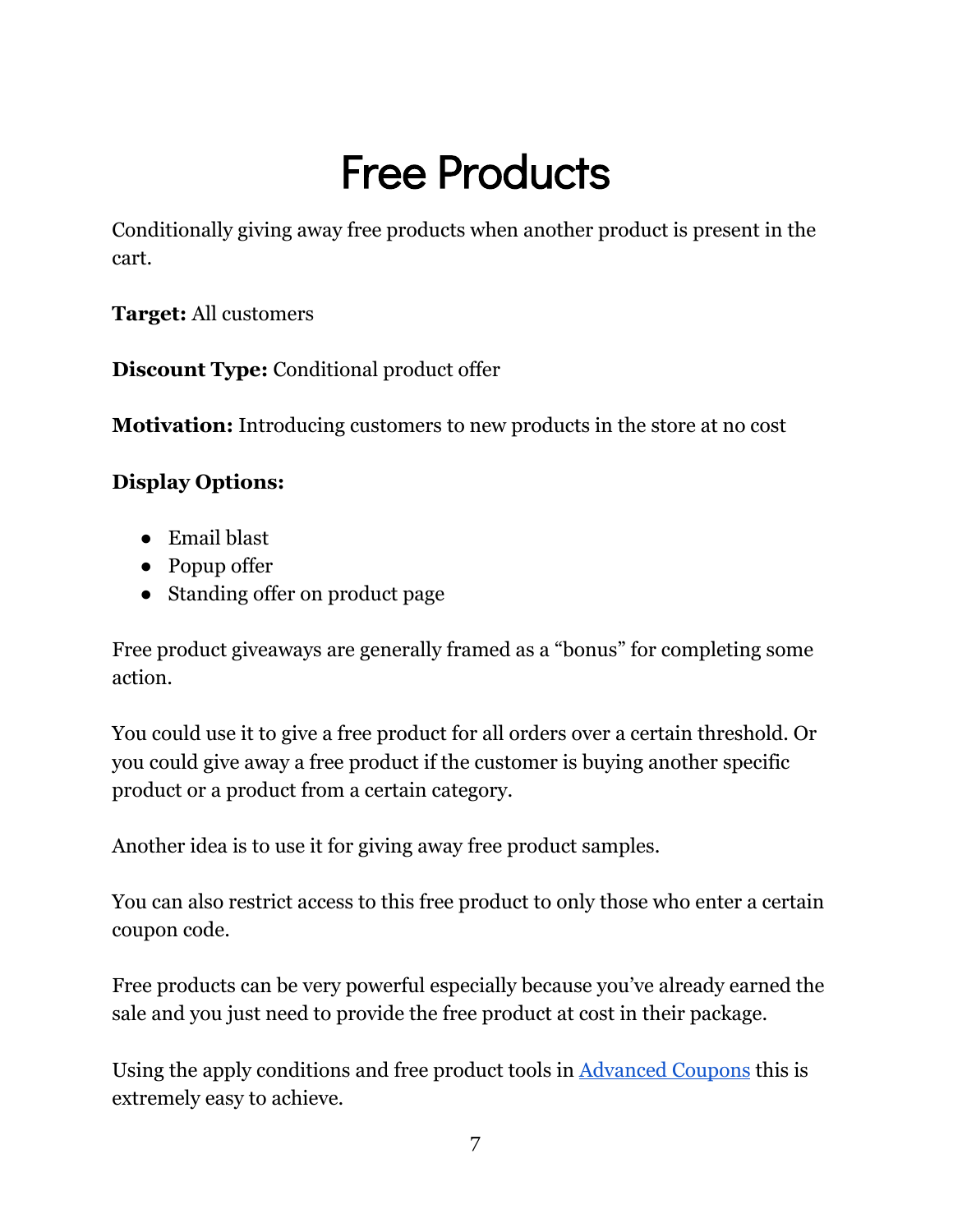# Free Products

Conditionally giving away free products when another product is present in the cart.

**Target:** All customers

**Discount Type:** Conditional product offer

**Motivation:** Introducing customers to new products in the store at no cost

**Display Options:**

- Email blast
- Popup offer
- Standing offer on product page

Free product giveaways are generally framed as a "bonus" for completing some action.

You could use it to give a free product for all orders over a certain threshold. Or you could give away a free product if the customer is buying another specific product or a product from a certain category.

Another idea is to use it for giving away free product samples.

You can also restrict access to this free product to only those who enter a certain coupon code.

Free products can be very powerful especially because you've already earned the sale and you just need to provide the free product at cost in their package.

Using the apply conditions and free product tools in [Advanced Coupons] this is extremely easy to achieve.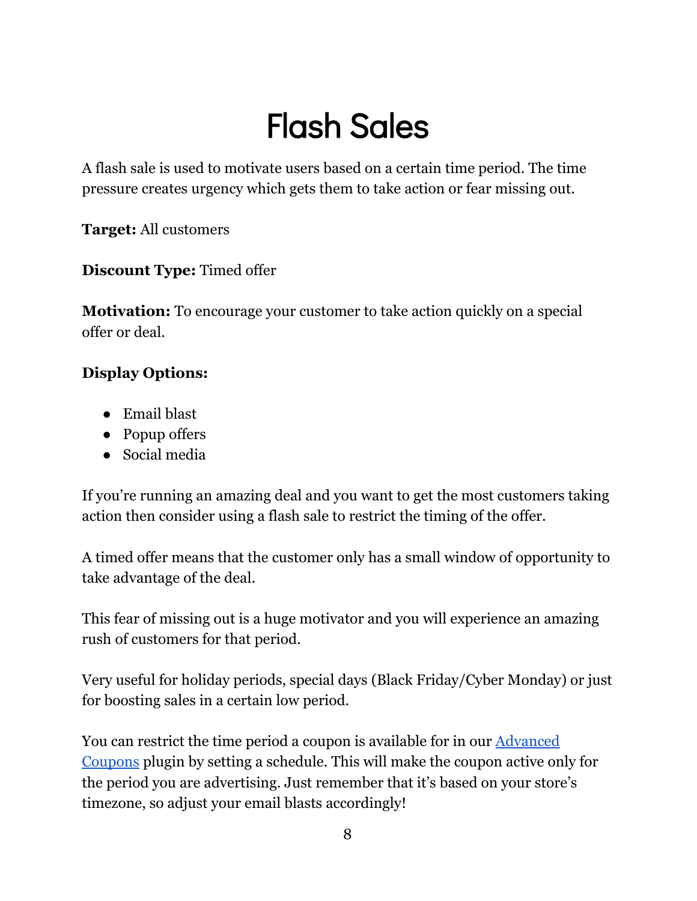# Flash Sales

A flash sale is used to motivate users based on a certain time period. The time pressure creates urgency which gets them to take action or fear missing out.

**Target:** All customers

**Discount Type:** Timed offer

**Motivation:** To encourage your customer to take action quickly on a special offer or deal.

**Display Options:**

- Email blast
- Popup offers
- Social media

If you're running an amazing deal and you want to get the most customers taking action then consider using a flash sale to restrict the timing of the offer.

A timed offer means that the customer only has a small window of opportunity to take advantage of the deal.

This fear of missing out is a huge motivator and you will experience an amazing rush of customers for that period.

Very useful for holiday periods, special days (Black Friday/Cyber Monday) or just for boosting sales in a certain low period.

You can restrict the time period a coupon is available for in our Advanced Coupons plugin by setting a schedule. This will make the coupon active only for the period you are advertising. Just remember that it's based on your store's timezone, so adjust your email blasts accordingly!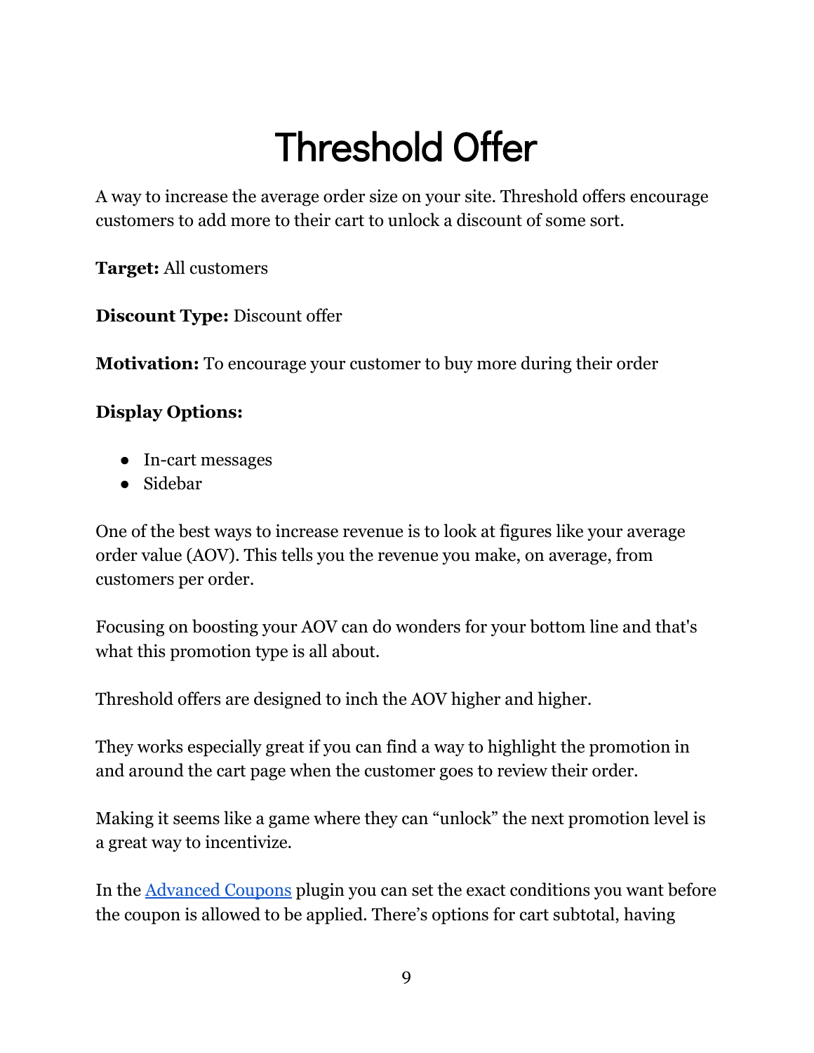# Threshold Offer

A way to increase the average order size on your site. Threshold offers encourage customers to add more to their cart to unlock a discount of some sort.

**Target:** All customers

**Discount Type:** Discount offer

**Motivation:** To encourage your customer to buy more during their order

**Display Options:**

- In-cart messages
- Sidebar

One of the best ways to increase revenue is to look at figures like your average order value (AOV). This tells you the revenue you make, on average, from customers per order.

Focusing on boosting your AOV can do wonders for your bottom line and that's what this promotion type is all about.

Threshold offers are designed to inch the AOV higher and higher.

They works especially great if you can find a way to highlight the promotion in and around the cart page when the customer goes to review their order.

Making it seems like a game where they can "unlock" the next promotion level is a great way to incentivize.

In the [Advanced Coupons](Advanced Coupons) plugin you can set the exact conditions you want before the coupon is allowed to be applied. There's options for cart subtotal, having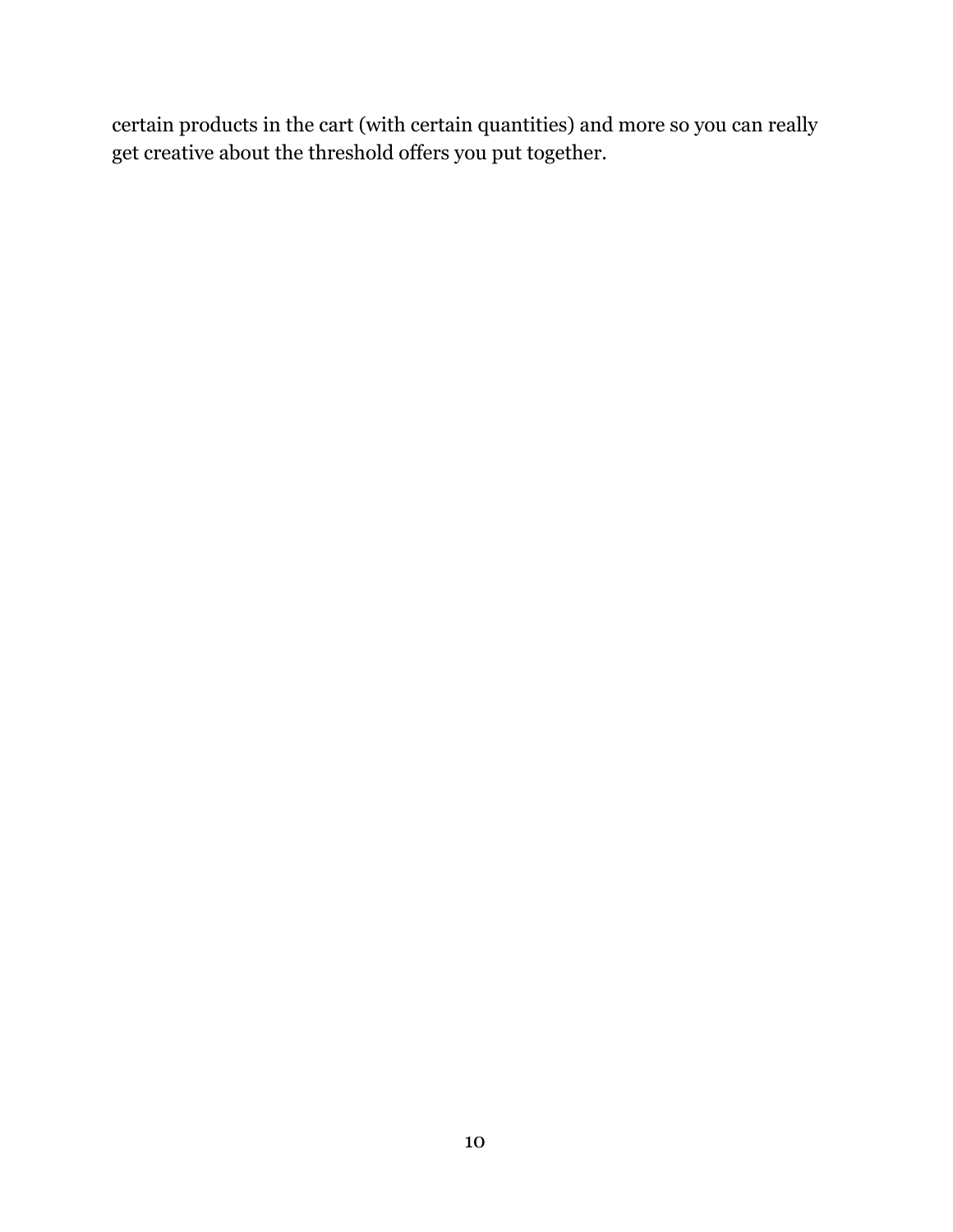certain products in the cart (with certain quantities) and more so you can really get creative about the threshold offers you put together.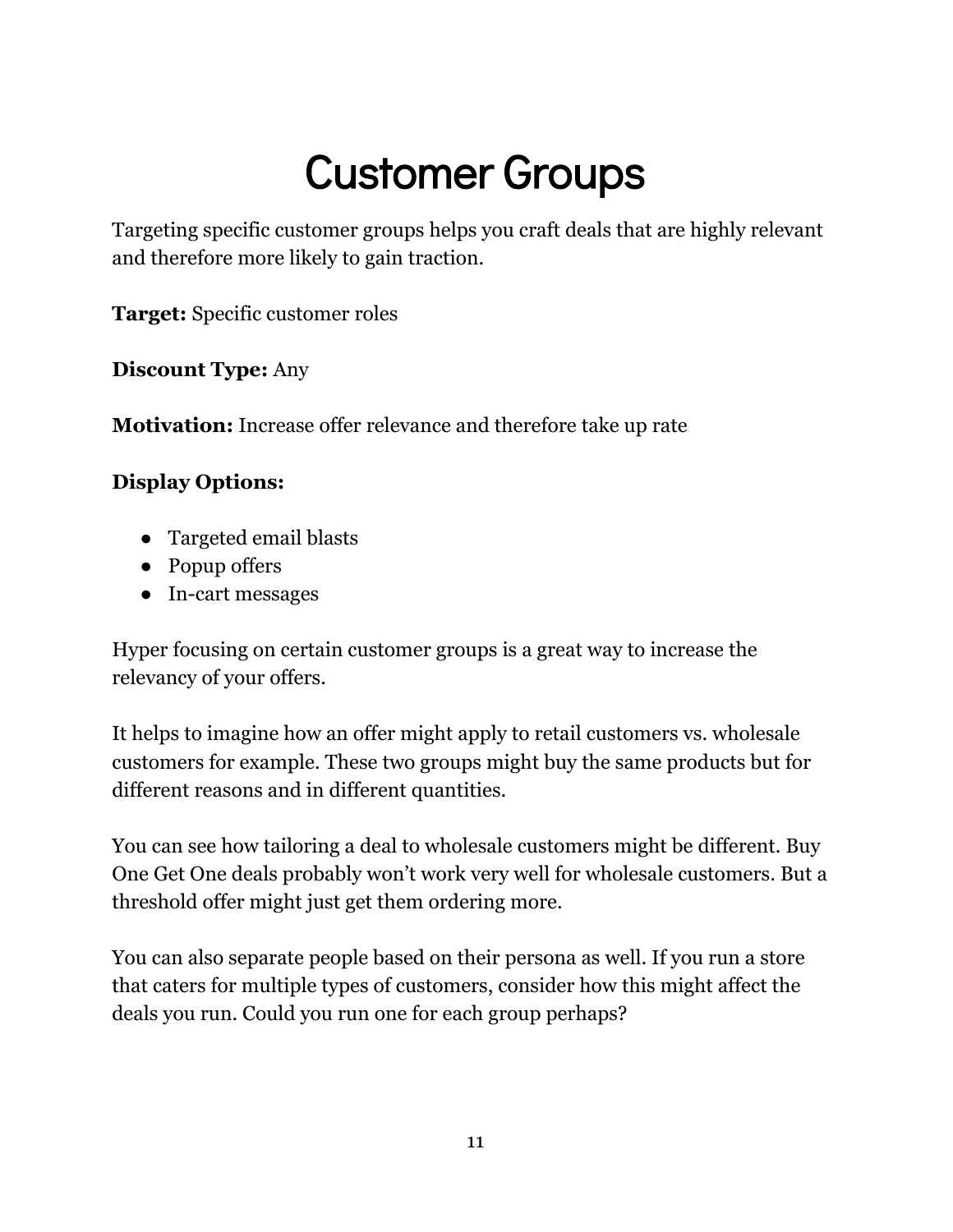# Customer Groups

Targeting specific customer groups helps you craft deals that are highly relevant and therefore more likely to gain traction.

**Target:** Specific customer roles

**Discount Type:** Any

**Motivation:** Increase offer relevance and therefore take up rate

**Display Options:**

- Targeted email blasts
- Popup offers
- In-cart messages

Hyper focusing on certain customer groups is a great way to increase the relevancy of your offers.

It helps to imagine how an offer might apply to retail customers vs. wholesale customers for example. These two groups might buy the same products but for different reasons and in different quantities.

You can see how tailoring a deal to wholesale customers might be different. Buy One Get One deals probably won't work very well for wholesale customers. But a threshold offer might just get them ordering more.

You can also separate people based on their persona as well. If you run a store that caters for multiple types of customers, consider how this might affect the deals you run. Could you run one for each group perhaps?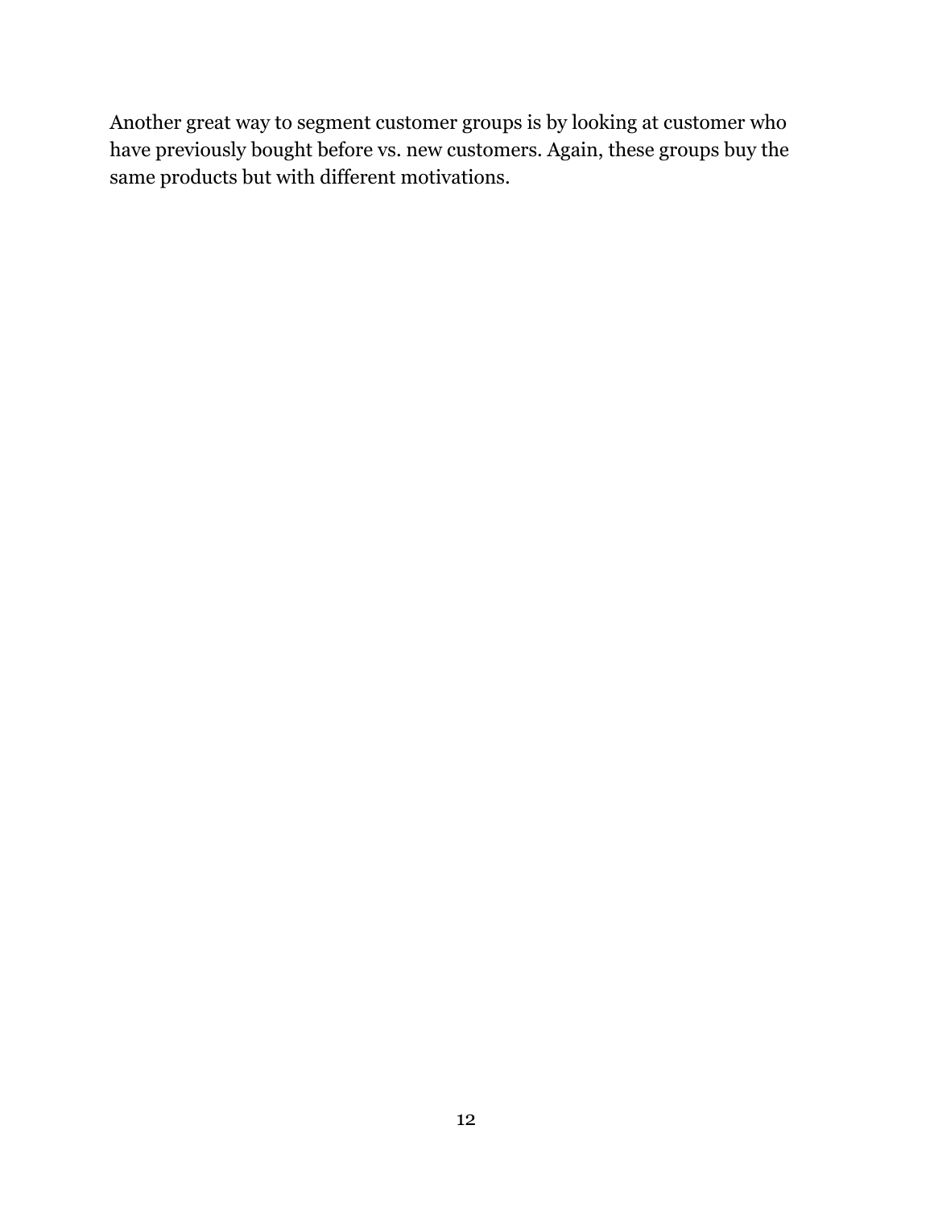Another great way to segment customer groups is by looking at customer who have previously bought before vs. new customers. Again, these groups buy the same products but with different motivations.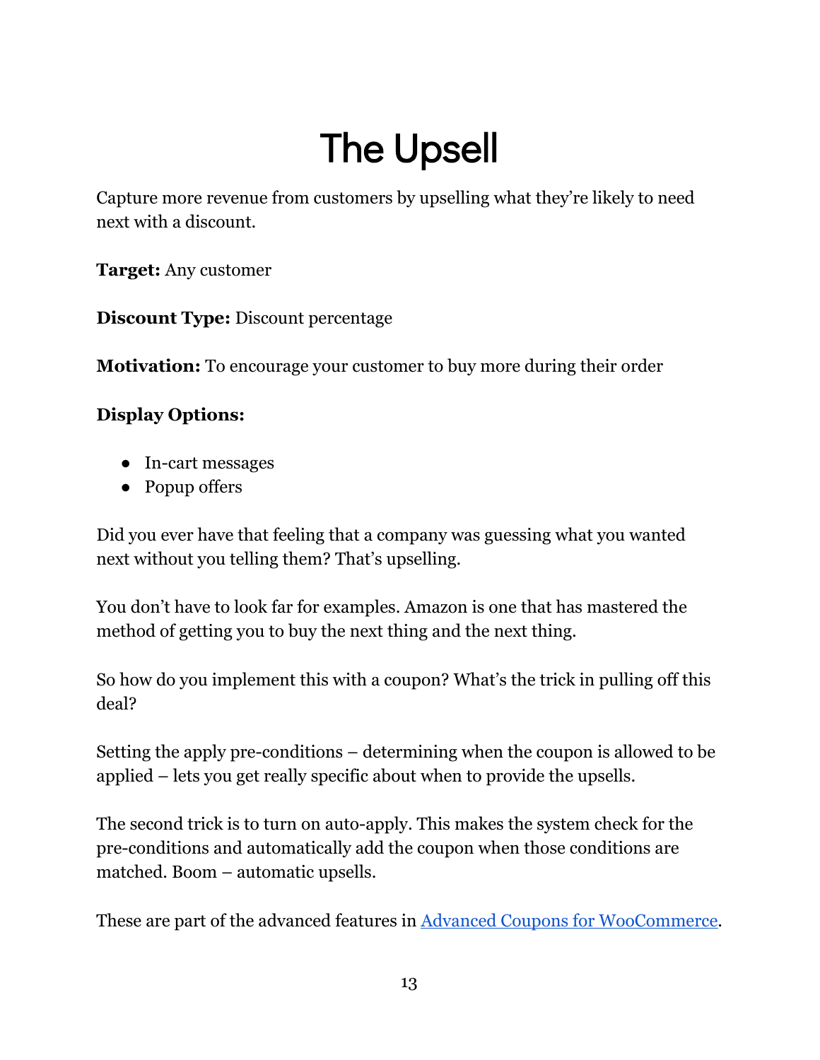# The Upsell

Capture more revenue from customers by upselling what they're likely to need next with a discount.

**Target:** Any customer

**Discount Type:** Discount percentage

**Motivation:** To encourage your customer to buy more during their order

**Display Options:**

- In-cart messages
- Popup offers

Did you ever have that feeling that a company was guessing what you wanted next without you telling them? That's upselling.

You don't have to look far for examples. Amazon is one that has mastered the method of getting you to buy the next thing and the next thing.

So how do you implement this with a coupon? What's the trick in pulling off this deal?

Setting the apply pre-conditions – determining when the coupon is allowed to be applied – lets you get really specific about when to provide the upsells.

The second trick is to turn on auto-apply. This makes the system check for the pre-conditions and automatically add the coupon when those conditions are matched. Boom – automatic upsells.

These are part of the advanced features in [Advanced Coupons for WooCommerce](#).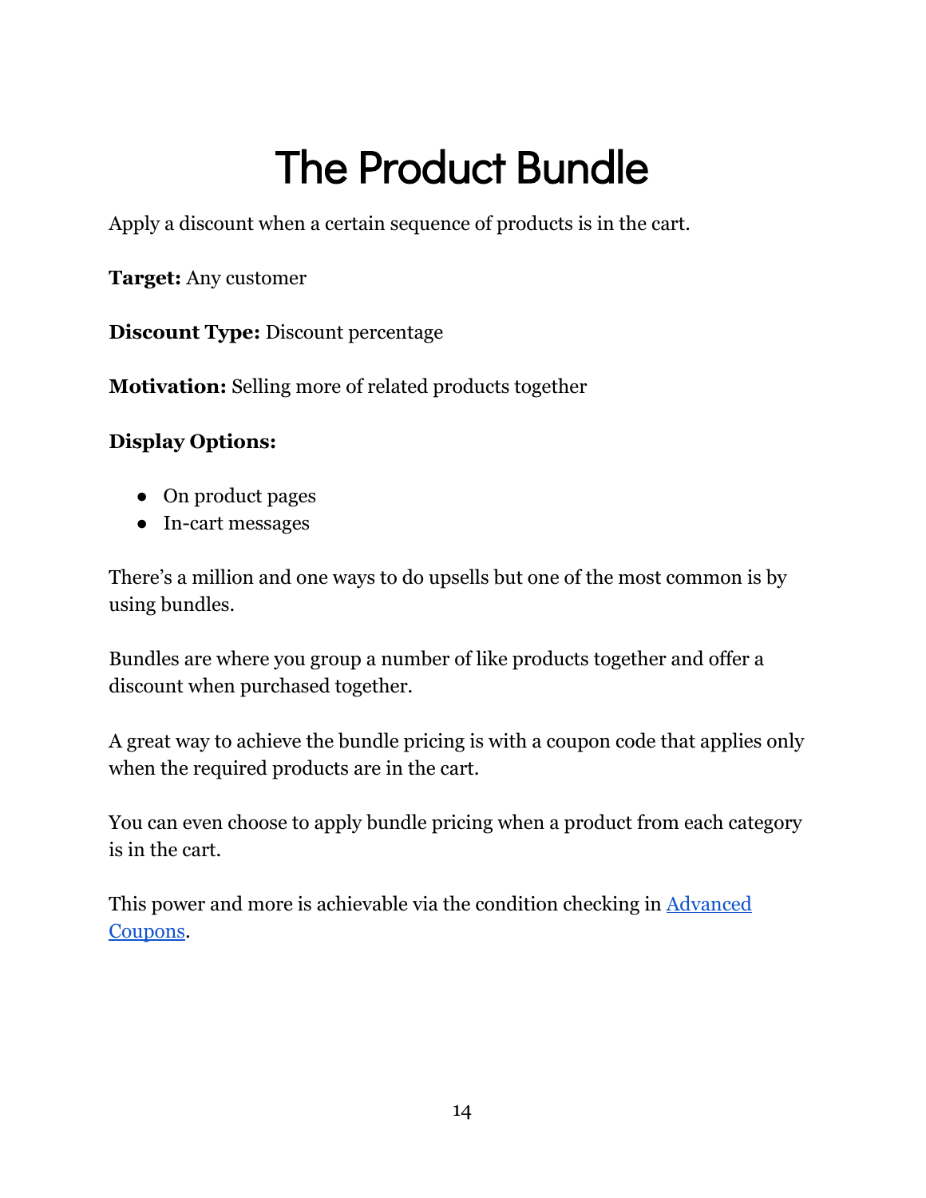# The Product Bundle

Apply a discount when a certain sequence of products is in the cart.

**Target:** Any customer

**Discount Type:** Discount percentage

**Motivation:** Selling more of related products together

**Display Options:**

- On product pages
- In-cart messages

There's a million and one ways to do upsells but one of the most common is by using bundles.

Bundles are where you group a number of like products together and offer a discount when purchased together.

A great way to achieve the bundle pricing is with a coupon code that applies only when the required products are in the cart.

You can even choose to apply bundle pricing when a product from each category is in the cart.

This power and more is achievable via the condition checking in [Advanced Coupons](Advanced Coupons).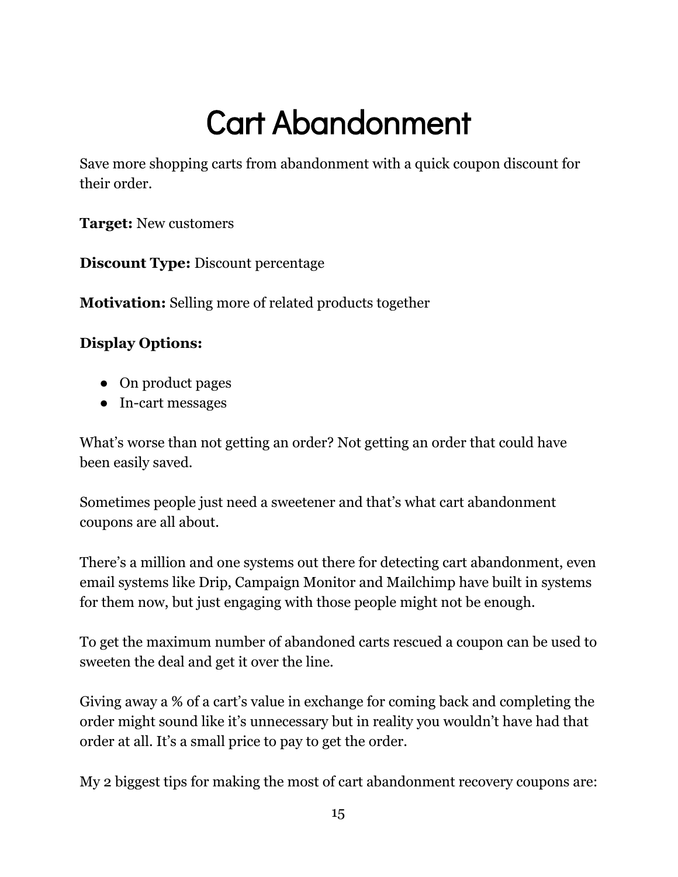# Cart Abandonment

Save more shopping carts from abandonment with a quick coupon discount for their order.

**Target:** New customers

**Discount Type:** Discount percentage

**Motivation:** Selling more of related products together

**Display Options:**

- On product pages
- In-cart messages

What's worse than not getting an order? Not getting an order that could have been easily saved.

Sometimes people just need a sweetener and that's what cart abandonment coupons are all about.

There's a million and one systems out there for detecting cart abandonment, even email systems like Drip, Campaign Monitor and Mailchimp have built in systems for them now, but just engaging with those people might not be enough.

To get the maximum number of abandoned carts rescued a coupon can be used to sweeten the deal and get it over the line.

Giving away a % of a cart's value in exchange for coming back and completing the order might sound like it's unnecessary but in reality you wouldn't have had that order at all. It's a small price to pay to get the order.

My 2 biggest tips for making the most of cart abandonment recovery coupons are: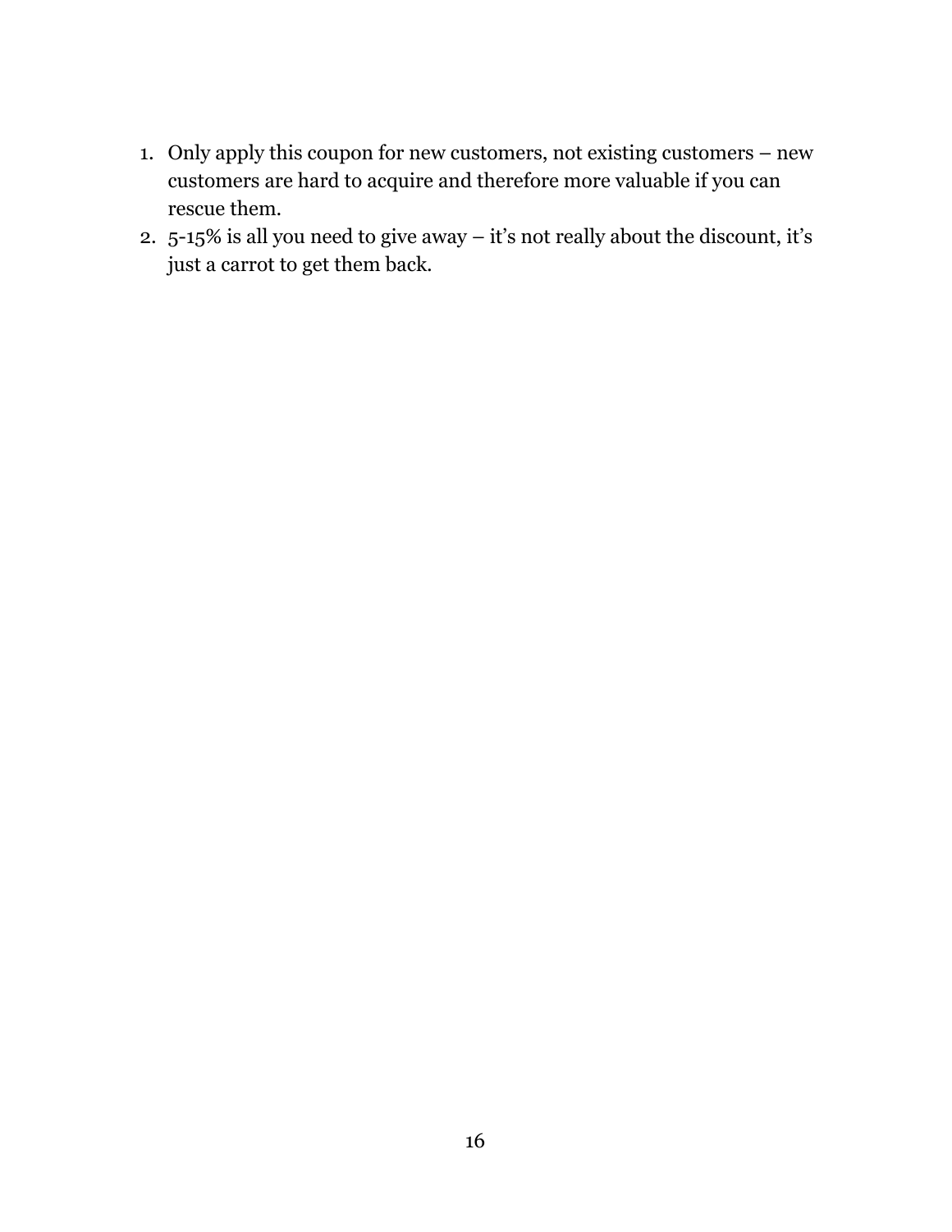1. Only apply this coupon for new customers, not existing customers – new customers are hard to acquire and therefore more valuable if you can rescue them.
2. 5-15% is all you need to give away – it's not really about the discount, it's just a carrot to get them back.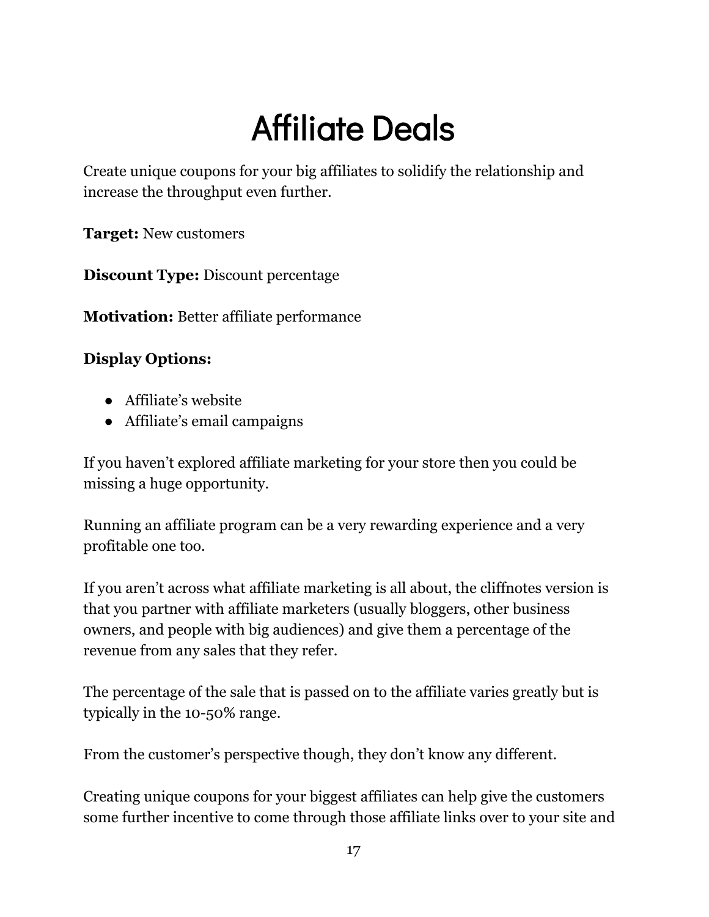# Affiliate Deals

Create unique coupons for your big affiliates to solidify the relationship and increase the throughput even further.

**Target:** New customers

**Discount Type:** Discount percentage

**Motivation:** Better affiliate performance

**Display Options:**

- Affiliate's website
- Affiliate's email campaigns

If you haven't explored affiliate marketing for your store then you could be missing a huge opportunity.

Running an affiliate program can be a very rewarding experience and a very profitable one too.

If you aren't across what affiliate marketing is all about, the cliffnotes version is that you partner with affiliate marketers (usually bloggers, other business owners, and people with big audiences) and give them a percentage of the revenue from any sales that they refer.

The percentage of the sale that is passed on to the affiliate varies greatly but is typically in the 10-50% range.

From the customer's perspective though, they don't know any different.

Creating unique coupons for your biggest affiliates can help give the customers some further incentive to come through those affiliate links over to your site and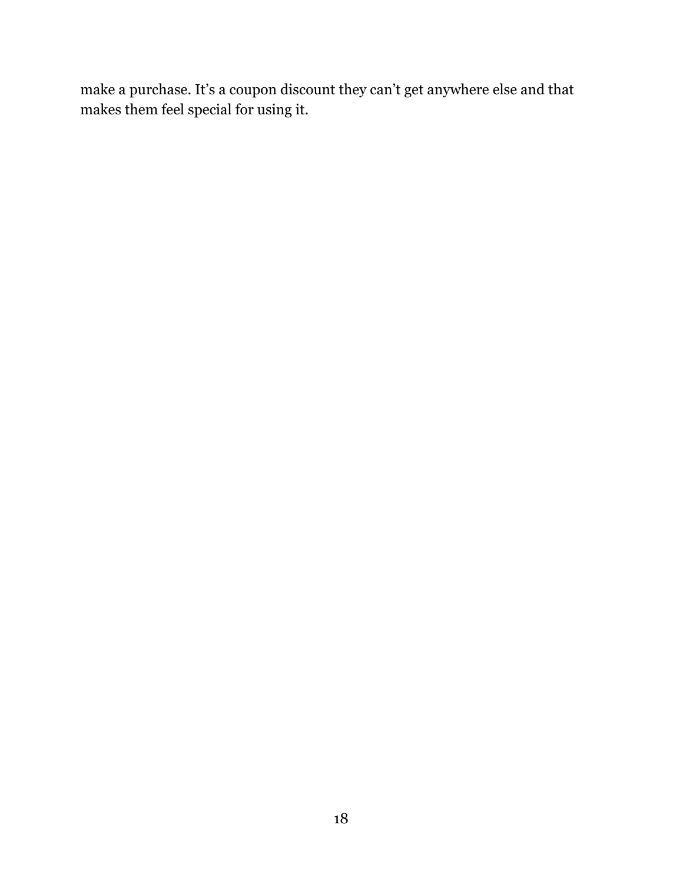make a purchase. It's a coupon discount they can't get anywhere else and that makes them feel special for using it.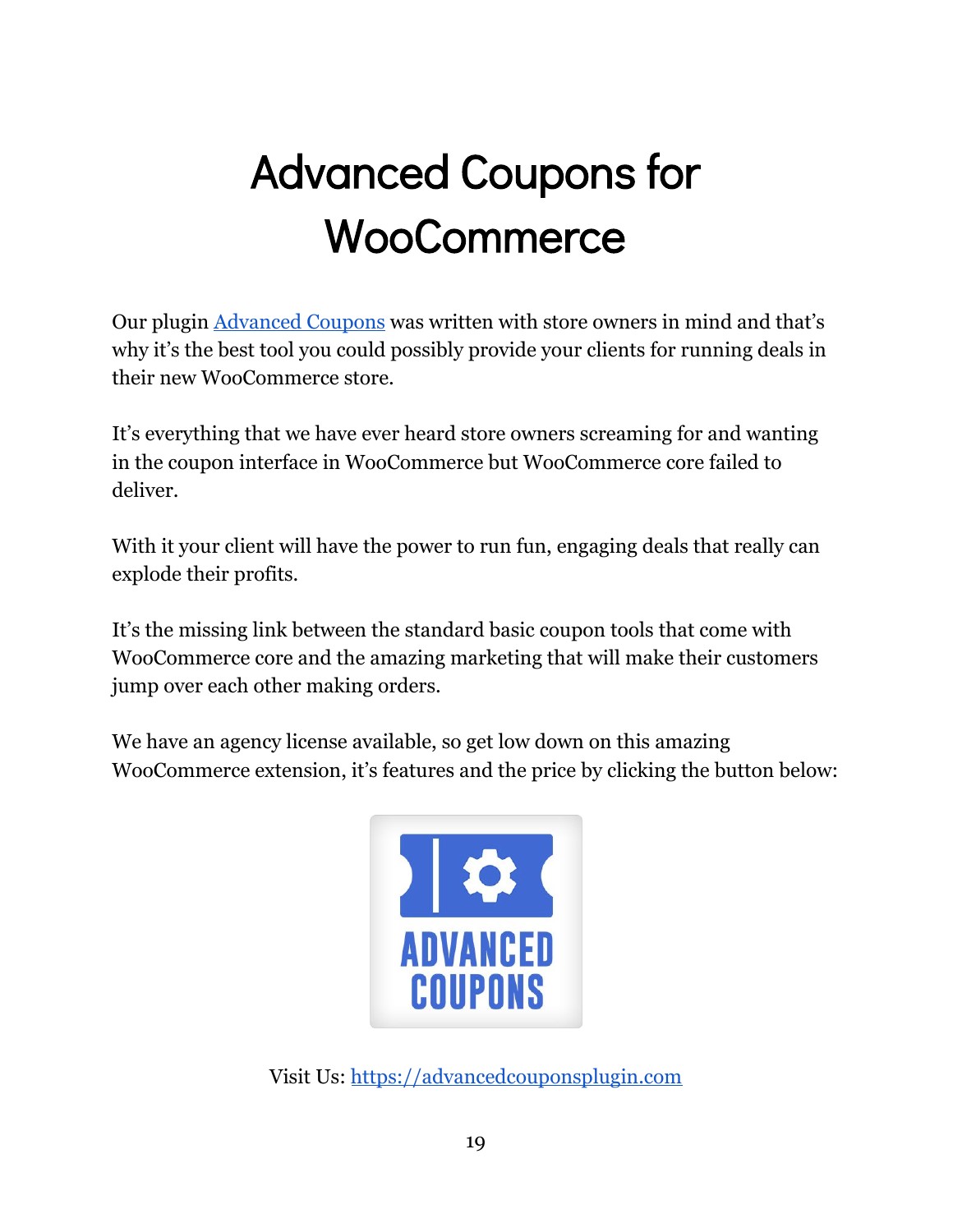# Advanced Coupons for WooCommerce

Our plugin [Advanced Coupons](https://advancedcouponsplugin.com) was written with store owners in mind and that's why it's the best tool you could possibly provide your clients for running deals in their new WooCommerce store.

It's everything that we have ever heard store owners screaming for and wanting in the coupon interface in WooCommerce but WooCommerce core failed to deliver.

With it your client will have the power to run fun, engaging deals that really can explode their profits.

It's the missing link between the standard basic coupon tools that come with WooCommerce core and the amazing marketing that will make their customers jump over each other making orders.

We have an agency license available, so get low down on this amazing WooCommerce extension, it's features and the price by clicking the button below:

ADVANCED COUPONS

Visit Us: [https://advancedcouponsplugin.com](https://advancedcouponsplugin.com)